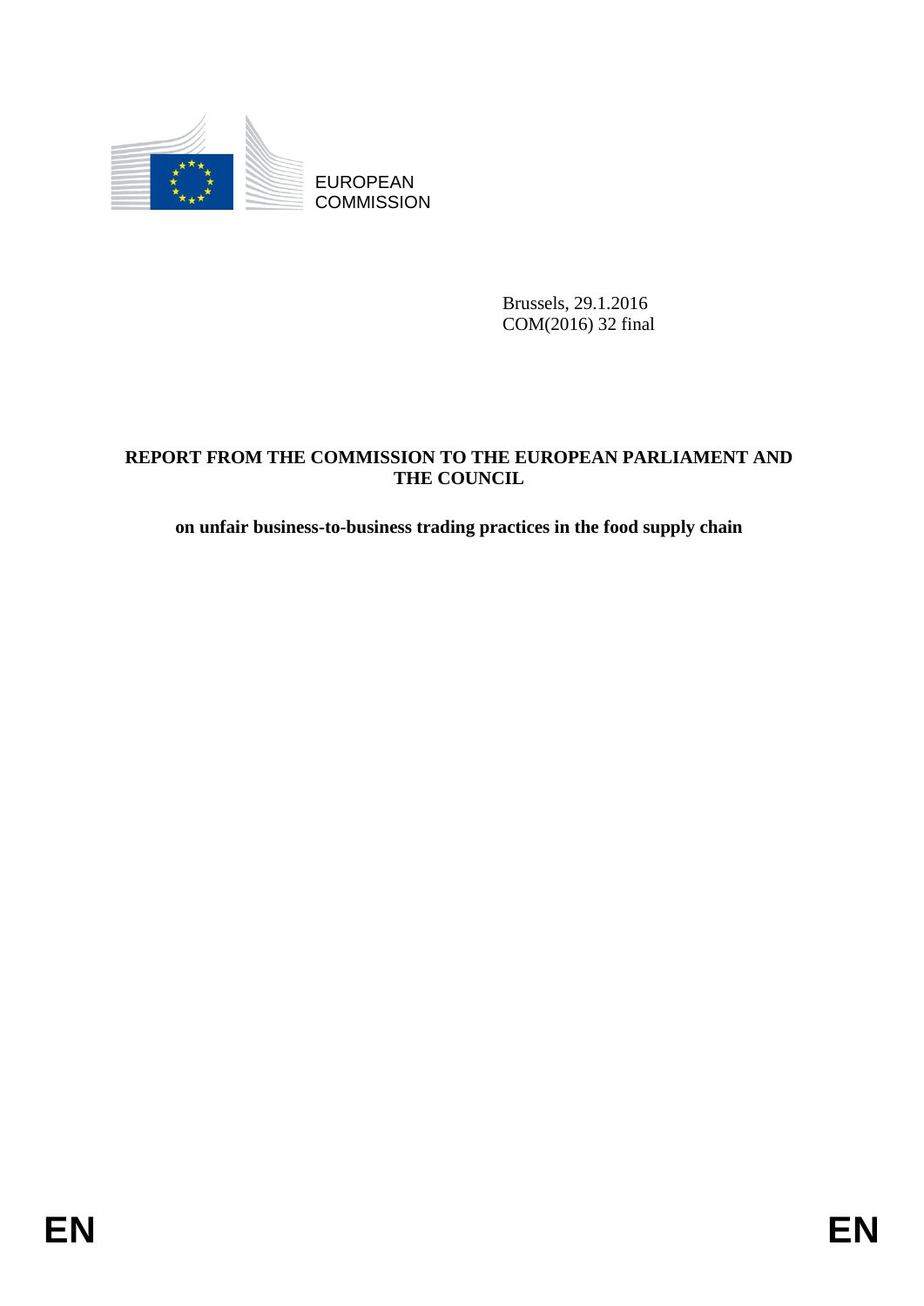EUROPEAN
COMMISSION

Brussels, 29.1.2016
COM(2016) 32 final

# REPORT FROM THE COMMISSION TO THE EUROPEAN PARLIAMENT AND THE COUNCIL

## on unfair business-to-business trading practices in the food supply chain

EN EN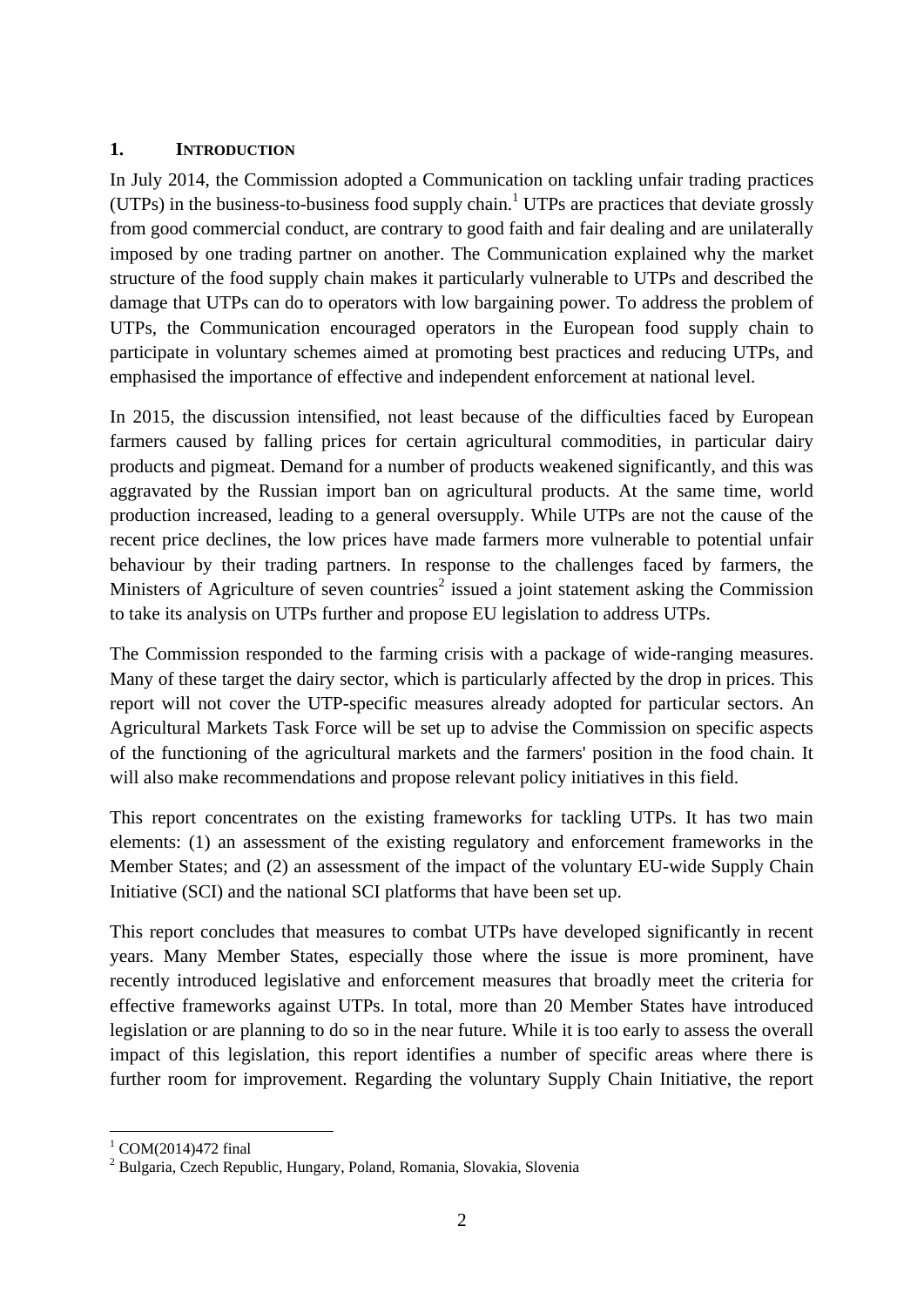# 1. INTRODUCTION

In July 2014, the Commission adopted a Communication on tackling unfair trading practices (UTPs) in the business-to-business food supply chain.[1] UTPs are practices that deviate grossly from good commercial conduct, are contrary to good faith and fair dealing and are unilaterally imposed by one trading partner on another. The Communication explained why the market structure of the food supply chain makes it particularly vulnerable to UTPs and described the damage that UTPs can do to operators with low bargaining power. To address the problem of UTPs, the Communication encouraged operators in the European food supply chain to participate in voluntary schemes aimed at promoting best practices and reducing UTPs, and emphasised the importance of effective and independent enforcement at national level.

In 2015, the discussion intensified, not least because of the difficulties faced by European farmers caused by falling prices for certain agricultural commodities, in particular dairy products and pigmeat. Demand for a number of products weakened significantly, and this was aggravated by the Russian import ban on agricultural products. At the same time, world production increased, leading to a general oversupply. While UTPs are not the cause of the recent price declines, the low prices have made farmers more vulnerable to potential unfair behaviour by their trading partners. In response to the challenges faced by farmers, the Ministers of Agriculture of seven countries[2] issued a joint statement asking the Commission to take its analysis on UTPs further and propose EU legislation to address UTPs.

The Commission responded to the farming crisis with a package of wide-ranging measures. Many of these target the dairy sector, which is particularly affected by the drop in prices. This report will not cover the UTP-specific measures already adopted for particular sectors. An Agricultural Markets Task Force will be set up to advise the Commission on specific aspects of the functioning of the agricultural markets and the farmers' position in the food chain. It will also make recommendations and propose relevant policy initiatives in this field.

This report concentrates on the existing frameworks for tackling UTPs. It has two main elements: (1) an assessment of the existing regulatory and enforcement frameworks in the Member States; and (2) an assessment of the impact of the voluntary EU-wide Supply Chain Initiative (SCI) and the national SCI platforms that have been set up.

This report concludes that measures to combat UTPs have developed significantly in recent years. Many Member States, especially those where the issue is more prominent, have recently introduced legislative and enforcement measures that broadly meet the criteria for effective frameworks against UTPs. In total, more than 20 Member States have introduced legislation or are planning to do so in the near future. While it is too early to assess the overall impact of this legislation, this report identifies a number of specific areas where there is further room for improvement. Regarding the voluntary Supply Chain Initiative, the report

[1] COM(2014)472 final

[2] Bulgaria, Czech Republic, Hungary, Poland, Romania, Slovakia, Slovenia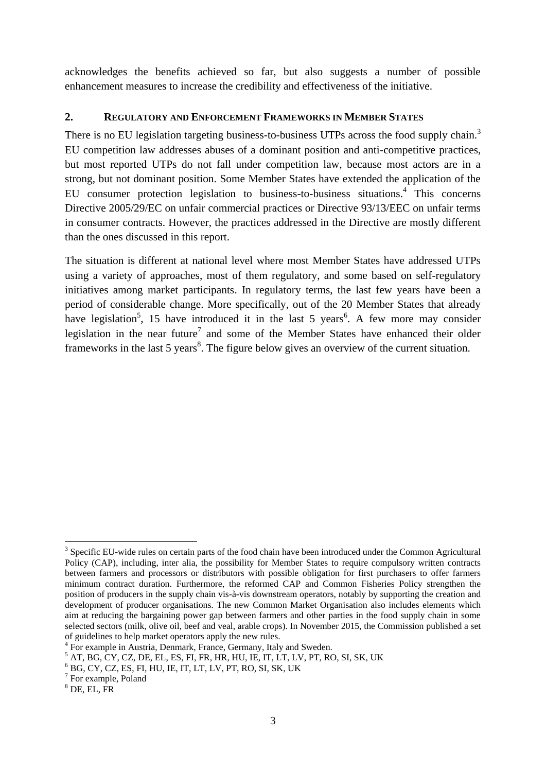acknowledges the benefits achieved so far, but also suggests a number of possible enhancement measures to increase the credibility and effectiveness of the initiative.

## 2. REGULATORY AND ENFORCEMENT FRAMEWORKS IN MEMBER STATES

There is no EU legislation targeting business-to-business UTPs across the food supply chain.[3] EU competition law addresses abuses of a dominant position and anti-competitive practices, but most reported UTPs do not fall under competition law, because most actors are in a strong, but not dominant position. Some Member States have extended the application of the EU consumer protection legislation to business-to-business situations.[4] This concerns Directive 2005/29/EC on unfair commercial practices or Directive 93/13/EEC on unfair terms in consumer contracts. However, the practices addressed in the Directive are mostly different than the ones discussed in this report.

The situation is different at national level where most Member States have addressed UTPs using a variety of approaches, most of them regulatory, and some based on self-regulatory initiatives among market participants. In regulatory terms, the last few years have been a period of considerable change. More specifically, out of the 20 Member States that already have legislation[5], 15 have introduced it in the last 5 years[6]. A few more may consider legislation in the near future[7] and some of the Member States have enhanced their older frameworks in the last 5 years[8]. The figure below gives an overview of the current situation.

---

[3] Specific EU-wide rules on certain parts of the food chain have been introduced under the Common Agricultural Policy (CAP), including, inter alia, the possibility for Member States to require compulsory written contracts between farmers and processors or distributors with possible obligation for first purchasers to offer farmers minimum contract duration. Furthermore, the reformed CAP and Common Fisheries Policy strengthen the position of producers in the supply chain vis-à-vis downstream operators, notably by supporting the creation and development of producer organisations. The new Common Market Organisation also includes elements which aim at reducing the bargaining power gap between farmers and other parties in the food supply chain in some selected sectors (milk, olive oil, beef and veal, arable crops). In November 2015, the Commission published a set of guidelines to help market operators apply the new rules.

[4] For example in Austria, Denmark, France, Germany, Italy and Sweden.

[5] AT, BG, CY, CZ, DE, EL, ES, FI, FR, HR, HU, IE, IT, LT, LV, PT, RO, SI, SK, UK

[6] BG, CY, CZ, ES, FI, HU, IE, IT, LT, LV, PT, RO, SI, SK, UK

[7] For example, Poland

[8] DE, EL, FR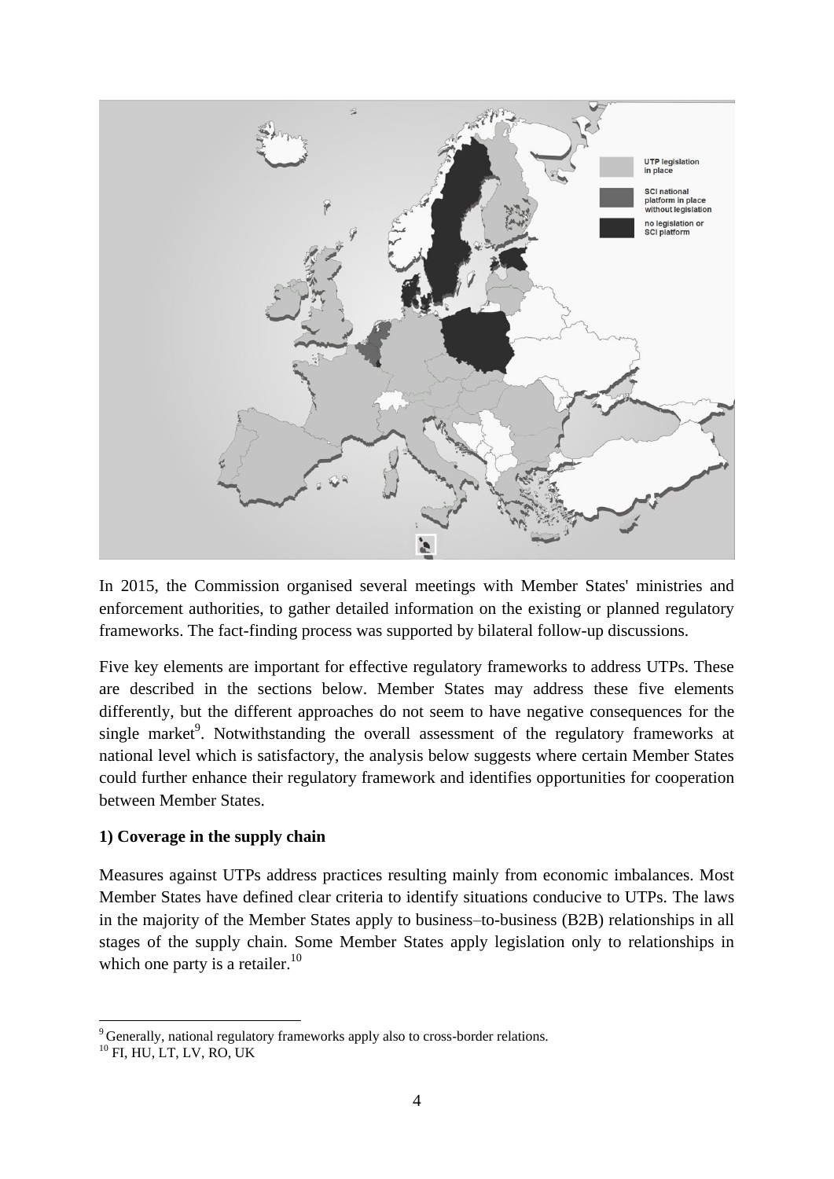In 2015, the Commission organised several meetings with Member States' ministries and enforcement authorities, to gather detailed information on the existing or planned regulatory frameworks. The fact-finding process was supported by bilateral follow-up discussions.

Five key elements are important for effective regulatory frameworks to address UTPs. These are described in the sections below. Member States may address these five elements differently, but the different approaches do not seem to have negative consequences for the single market[9]. Notwithstanding the overall assessment of the regulatory frameworks at national level which is satisfactory, the analysis below suggests where certain Member States could further enhance their regulatory framework and identifies opportunities for cooperation between Member States.

**1) Coverage in the supply chain**

Measures against UTPs address practices resulting mainly from economic imbalances. Most Member States have defined clear criteria to identify situations conducive to UTPs. The laws in the majority of the Member States apply to business–to-business (B2B) relationships in all stages of the supply chain. Some Member States apply legislation only to relationships in which one party is a retailer.[10]

[9] Generally, national regulatory frameworks apply also to cross-border relations.

[10] FI, HU, LT, LV, RO, UK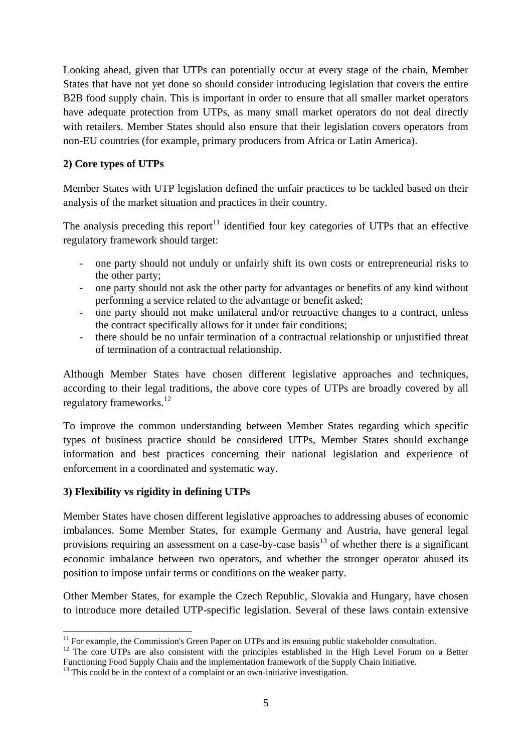Looking ahead, given that UTPs can potentially occur at every stage of the chain, Member States that have not yet done so should consider introducing legislation that covers the entire B2B food supply chain. This is important in order to ensure that all smaller market operators have adequate protection from UTPs, as many small market operators do not deal directly with retailers. Member States should also ensure that their legislation covers operators from non-EU countries (for example, primary producers from Africa or Latin America).

**2) Core types of UTPs**

Member States with UTP legislation defined the unfair practices to be tackled based on their analysis of the market situation and practices in their country.

The analysis preceding this report[11] identified four key categories of UTPs that an effective regulatory framework should target:

- one party should not unduly or unfairly shift its own costs or entrepreneurial risks to the other party;
- one party should not ask the other party for advantages or benefits of any kind without performing a service related to the advantage or benefit asked;
- one party should not make unilateral and/or retroactive changes to a contract, unless the contract specifically allows for it under fair conditions;
- there should be no unfair termination of a contractual relationship or unjustified threat of termination of a contractual relationship.

Although Member States have chosen different legislative approaches and techniques, according to their legal traditions, the above core types of UTPs are broadly covered by all regulatory frameworks.[12]

To improve the common understanding between Member States regarding which specific types of business practice should be considered UTPs, Member States should exchange information and best practices concerning their national legislation and experience of enforcement in a coordinated and systematic way.

**3) Flexibility vs rigidity in defining UTPs**

Member States have chosen different legislative approaches to addressing abuses of economic imbalances. Some Member States, for example Germany and Austria, have general legal provisions requiring an assessment on a case-by-case basis[13] of whether there is a significant economic imbalance between two operators, and whether the stronger operator abused its position to impose unfair terms or conditions on the weaker party.

Other Member States, for example the Czech Republic, Slovakia and Hungary, have chosen to introduce more detailed UTP-specific legislation. Several of these laws contain extensive

---

[11] For example, the Commission's Green Paper on UTPs and its ensuing public stakeholder consultation.

[12] The core UTPs are also consistent with the principles established in the High Level Forum on a Better Functioning Food Supply Chain and the implementation framework of the Supply Chain Initiative.

[13] This could be in the context of a complaint or an own-initiative investigation.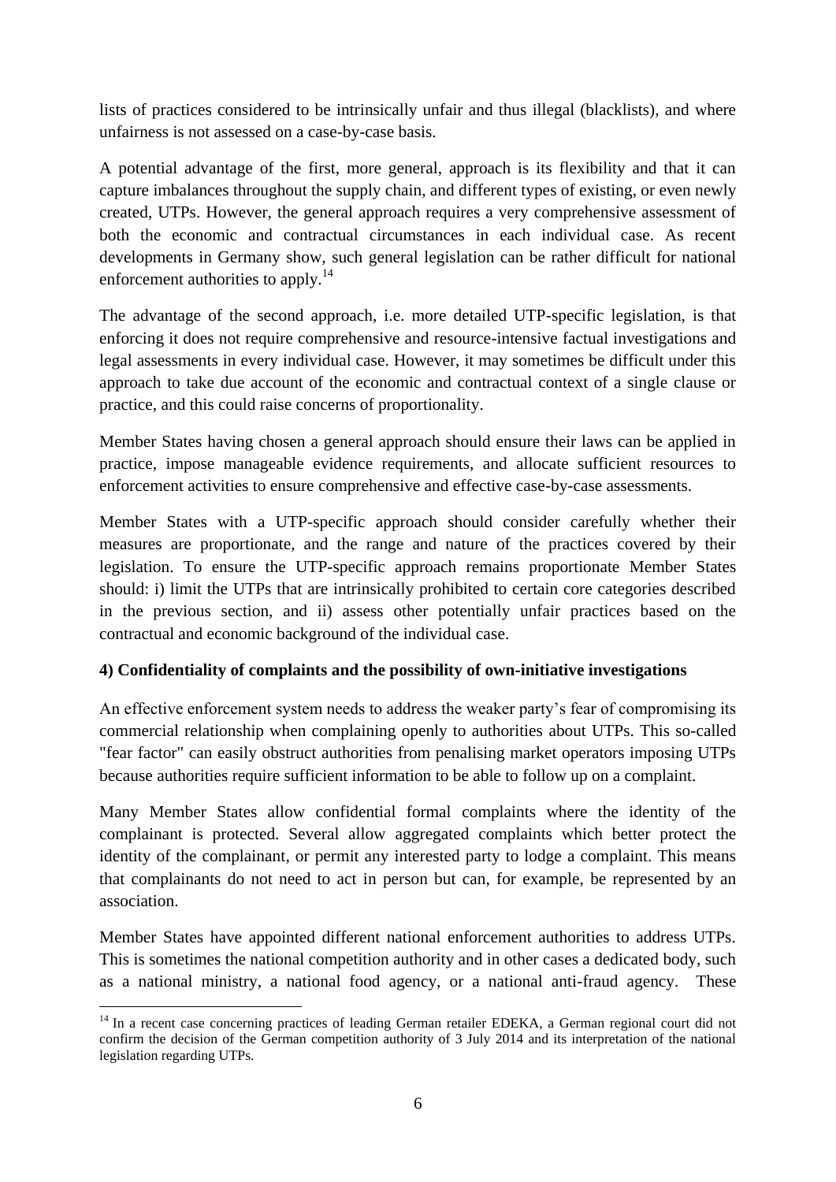lists of practices considered to be intrinsically unfair and thus illegal (blacklists), and where unfairness is not assessed on a case-by-case basis.

A potential advantage of the first, more general, approach is its flexibility and that it can capture imbalances throughout the supply chain, and different types of existing, or even newly created, UTPs. However, the general approach requires a very comprehensive assessment of both the economic and contractual circumstances in each individual case. As recent developments in Germany show, such general legislation can be rather difficult for national enforcement authorities to apply.[14]

The advantage of the second approach, i.e. more detailed UTP-specific legislation, is that enforcing it does not require comprehensive and resource-intensive factual investigations and legal assessments in every individual case. However, it may sometimes be difficult under this approach to take due account of the economic and contractual context of a single clause or practice, and this could raise concerns of proportionality.

Member States having chosen a general approach should ensure their laws can be applied in practice, impose manageable evidence requirements, and allocate sufficient resources to enforcement activities to ensure comprehensive and effective case-by-case assessments.

Member States with a UTP-specific approach should consider carefully whether their measures are proportionate, and the range and nature of the practices covered by their legislation. To ensure the UTP-specific approach remains proportionate Member States should: i) limit the UTPs that are intrinsically prohibited to certain core categories described in the previous section, and ii) assess other potentially unfair practices based on the contractual and economic background of the individual case.

**4) Confidentiality of complaints and the possibility of own-initiative investigations**

An effective enforcement system needs to address the weaker party's fear of compromising its commercial relationship when complaining openly to authorities about UTPs. This so-called "fear factor" can easily obstruct authorities from penalising market operators imposing UTPs because authorities require sufficient information to be able to follow up on a complaint.

Many Member States allow confidential formal complaints where the identity of the complainant is protected. Several allow aggregated complaints which better protect the identity of the complainant, or permit any interested party to lodge a complaint. This means that complainants do not need to act in person but can, for example, be represented by an association.

Member States have appointed different national enforcement authorities to address UTPs. This is sometimes the national competition authority and in other cases a dedicated body, such as a national ministry, a national food agency, or a national anti-fraud agency. These

[14] In a recent case concerning practices of leading German retailer EDEKA, a German regional court did not confirm the decision of the German competition authority of 3 July 2014 and its interpretation of the national legislation regarding UTPs.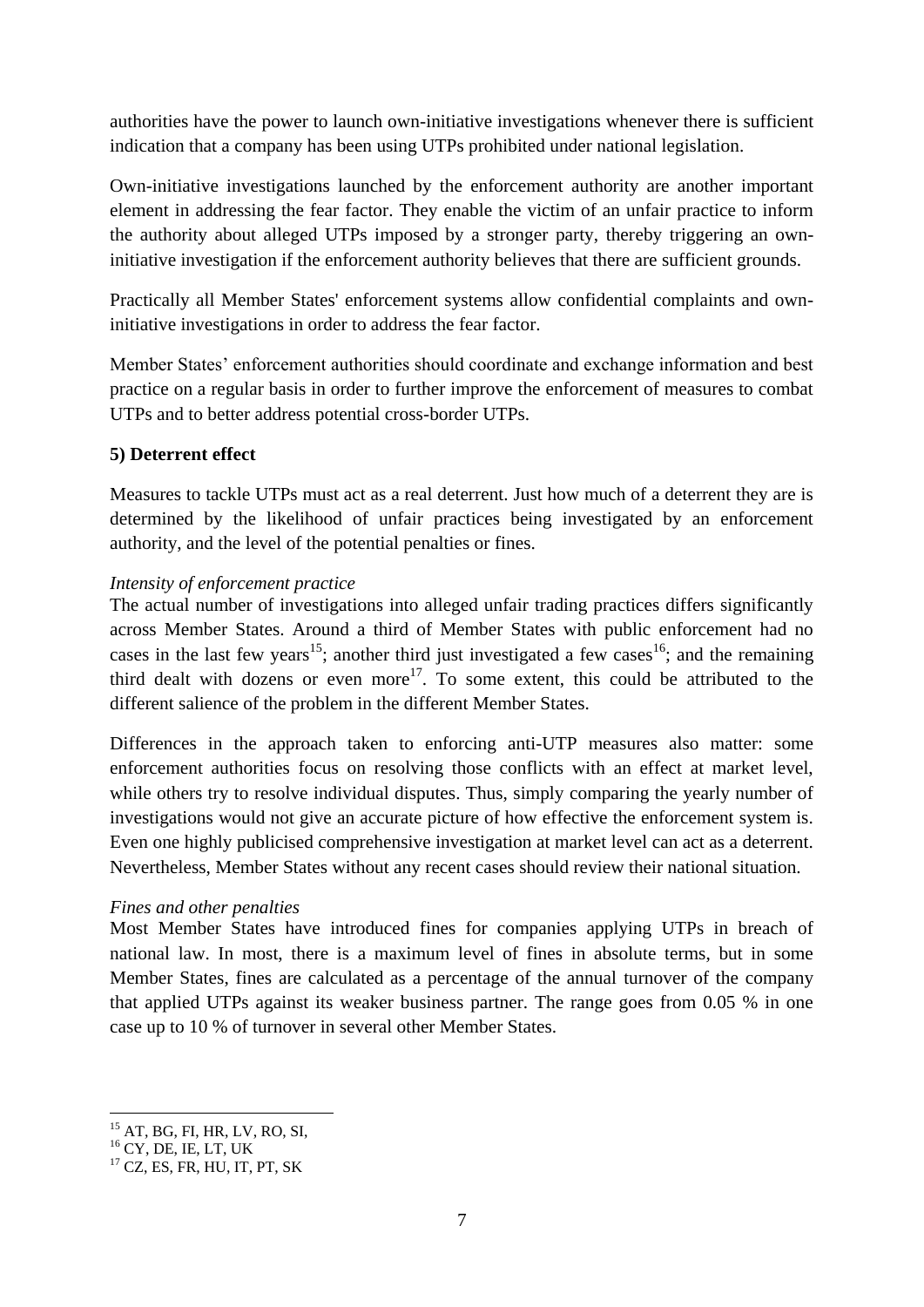authorities have the power to launch own-initiative investigations whenever there is sufficient indication that a company has been using UTPs prohibited under national legislation.

Own-initiative investigations launched by the enforcement authority are another important element in addressing the fear factor. They enable the victim of an unfair practice to inform the authority about alleged UTPs imposed by a stronger party, thereby triggering an own-initiative investigation if the enforcement authority believes that there are sufficient grounds.

Practically all Member States' enforcement systems allow confidential complaints and own-initiative investigations in order to address the fear factor.

Member States' enforcement authorities should coordinate and exchange information and best practice on a regular basis in order to further improve the enforcement of measures to combat UTPs and to better address potential cross-border UTPs.

**5) Deterrent effect**

Measures to tackle UTPs must act as a real deterrent. Just how much of a deterrent they are is determined by the likelihood of unfair practices being investigated by an enforcement authority, and the level of the potential penalties or fines.

*Intensity of enforcement practice*

The actual number of investigations into alleged unfair trading practices differs significantly across Member States. Around a third of Member States with public enforcement had no cases in the last few years[15]; another third just investigated a few cases[16]; and the remaining third dealt with dozens or even more[17]. To some extent, this could be attributed to the different salience of the problem in the different Member States.

Differences in the approach taken to enforcing anti-UTP measures also matter: some enforcement authorities focus on resolving those conflicts with an effect at market level, while others try to resolve individual disputes. Thus, simply comparing the yearly number of investigations would not give an accurate picture of how effective the enforcement system is. Even one highly publicised comprehensive investigation at market level can act as a deterrent. Nevertheless, Member States without any recent cases should review their national situation.

*Fines and other penalties*

Most Member States have introduced fines for companies applying UTPs in breach of national law. In most, there is a maximum level of fines in absolute terms, but in some Member States, fines are calculated as a percentage of the annual turnover of the company that applied UTPs against its weaker business partner. The range goes from 0.05 % in one case up to 10 % of turnover in several other Member States.

---

[15] AT, BG, FI, HR, LV, RO, SI,

[16] CY, DE, IE, LT, UK

[17] CZ, ES, FR, HU, IT, PT, SK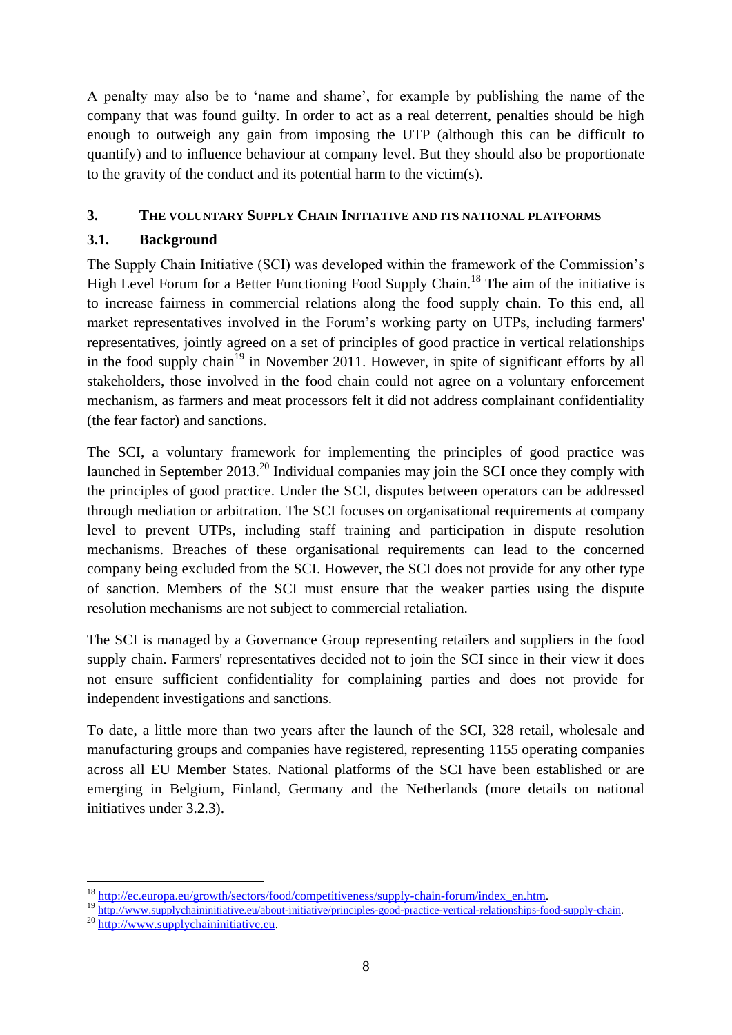A penalty may also be to 'name and shame', for example by publishing the name of the company that was found guilty. In order to act as a real deterrent, penalties should be high enough to outweigh any gain from imposing the UTP (although this can be difficult to quantify) and to influence behaviour at company level. But they should also be proportionate to the gravity of the conduct and its potential harm to the victim(s).

## 3. THE VOLUNTARY SUPPLY CHAIN INITIATIVE AND ITS NATIONAL PLATFORMS

### 3.1. Background

The Supply Chain Initiative (SCI) was developed within the framework of the Commission's High Level Forum for a Better Functioning Food Supply Chain.[18] The aim of the initiative is to increase fairness in commercial relations along the food supply chain. To this end, all market representatives involved in the Forum's working party on UTPs, including farmers' representatives, jointly agreed on a set of principles of good practice in vertical relationships in the food supply chain[19] in November 2011. However, in spite of significant efforts by all stakeholders, those involved in the food chain could not agree on a voluntary enforcement mechanism, as farmers and meat processors felt it did not address complainant confidentiality (the fear factor) and sanctions.

The SCI, a voluntary framework for implementing the principles of good practice was launched in September 2013.[20] Individual companies may join the SCI once they comply with the principles of good practice. Under the SCI, disputes between operators can be addressed through mediation or arbitration. The SCI focuses on organisational requirements at company level to prevent UTPs, including staff training and participation in dispute resolution mechanisms. Breaches of these organisational requirements can lead to the concerned company being excluded from the SCI. However, the SCI does not provide for any other type of sanction. Members of the SCI must ensure that the weaker parties using the dispute resolution mechanisms are not subject to commercial retaliation.

The SCI is managed by a Governance Group representing retailers and suppliers in the food supply chain. Farmers' representatives decided not to join the SCI since in their view it does not ensure sufficient confidentiality for complaining parties and does not provide for independent investigations and sanctions.

To date, a little more than two years after the launch of the SCI, 328 retail, wholesale and manufacturing groups and companies have registered, representing 1155 operating companies across all EU Member States. National platforms of the SCI have been established or are emerging in Belgium, Finland, Germany and the Netherlands (more details on national initiatives under 3.2.3).

---

[18] http://ec.europa.eu/growth/sectors/food/competitiveness/supply-chain-forum/index_en.htm.

[19] http://www.supplychaininitiative.eu/about-initiative/principles-good-practice-vertical-relationships-food-supply-chain.

[20] http://www.supplychaininitiative.eu.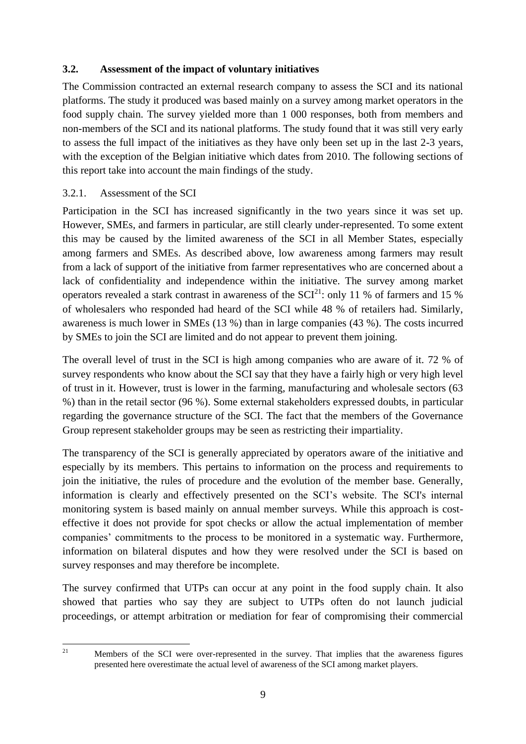### 3.2. Assessment of the impact of voluntary initiatives

The Commission contracted an external research company to assess the SCI and its national platforms. The study it produced was based mainly on a survey among market operators in the food supply chain. The survey yielded more than 1 000 responses, both from members and non-members of the SCI and its national platforms. The study found that it was still very early to assess the full impact of the initiatives as they have only been set up in the last 2-3 years, with the exception of the Belgian initiative which dates from 2010. The following sections of this report take into account the main findings of the study.

#### 3.2.1. Assessment of the SCI

Participation in the SCI has increased significantly in the two years since it was set up. However, SMEs, and farmers in particular, are still clearly under-represented. To some extent this may be caused by the limited awareness of the SCI in all Member States, especially among farmers and SMEs. As described above, low awareness among farmers may result from a lack of support of the initiative from farmer representatives who are concerned about a lack of confidentiality and independence within the initiative. The survey among market operators revealed a stark contrast in awareness of the SCI[21]: only 11 % of farmers and 15 % of wholesalers who responded had heard of the SCI while 48 % of retailers had. Similarly, awareness is much lower in SMEs (13 %) than in large companies (43 %). The costs incurred by SMEs to join the SCI are limited and do not appear to prevent them joining.

The overall level of trust in the SCI is high among companies who are aware of it. 72 % of survey respondents who know about the SCI say that they have a fairly high or very high level of trust in it. However, trust is lower in the farming, manufacturing and wholesale sectors (63 %) than in the retail sector (96 %). Some external stakeholders expressed doubts, in particular regarding the governance structure of the SCI. The fact that the members of the Governance Group represent stakeholder groups may be seen as restricting their impartiality.

The transparency of the SCI is generally appreciated by operators aware of the initiative and especially by its members. This pertains to information on the process and requirements to join the initiative, the rules of procedure and the evolution of the member base. Generally, information is clearly and effectively presented on the SCI's website. The SCI's internal monitoring system is based mainly on annual member surveys. While this approach is cost-effective it does not provide for spot checks or allow the actual implementation of member companies' commitments to the process to be monitored in a systematic way. Furthermore, information on bilateral disputes and how they were resolved under the SCI is based on survey responses and may therefore be incomplete.

The survey confirmed that UTPs can occur at any point in the food supply chain. It also showed that parties who say they are subject to UTPs often do not launch judicial proceedings, or attempt arbitration or mediation for fear of compromising their commercial

[21] Members of the SCI were over-represented in the survey. That implies that the awareness figures presented here overestimate the actual level of awareness of the SCI among market players.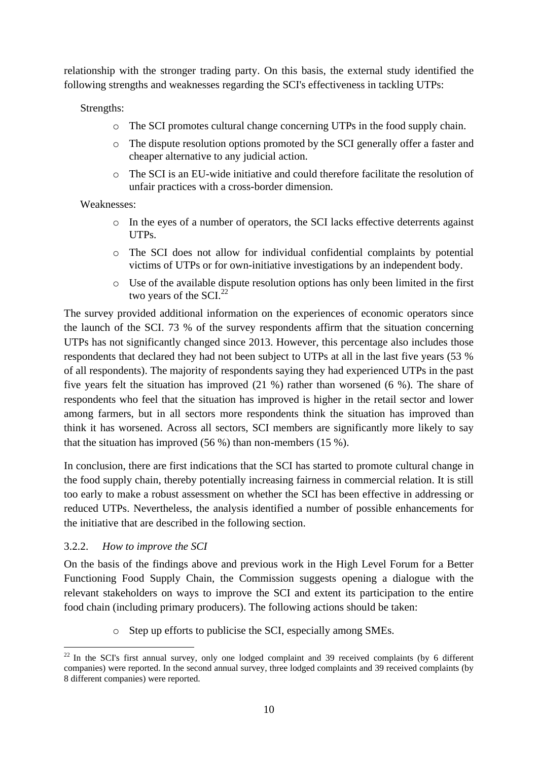relationship with the stronger trading party. On this basis, the external study identified the following strengths and weaknesses regarding the SCI's effectiveness in tackling UTPs:

Strengths:

- The SCI promotes cultural change concerning UTPs in the food supply chain.
- The dispute resolution options promoted by the SCI generally offer a faster and cheaper alternative to any judicial action.
- The SCI is an EU-wide initiative and could therefore facilitate the resolution of unfair practices with a cross-border dimension.

Weaknesses:

- In the eyes of a number of operators, the SCI lacks effective deterrents against UTPs.
- The SCI does not allow for individual confidential complaints by potential victims of UTPs or for own-initiative investigations by an independent body.
- Use of the available dispute resolution options has only been limited in the first two years of the SCI.[22]

The survey provided additional information on the experiences of economic operators since the launch of the SCI. 73 % of the survey respondents affirm that the situation concerning UTPs has not significantly changed since 2013. However, this percentage also includes those respondents that declared they had not been subject to UTPs at all in the last five years (53 % of all respondents). The majority of respondents saying they had experienced UTPs in the past five years felt the situation has improved (21 %) rather than worsened (6 %). The share of respondents who feel that the situation has improved is higher in the retail sector and lower among farmers, but in all sectors more respondents think the situation has improved than think it has worsened. Across all sectors, SCI members are significantly more likely to say that the situation has improved (56 %) than non-members (15 %).

In conclusion, there are first indications that the SCI has started to promote cultural change in the food supply chain, thereby potentially increasing fairness in commercial relation. It is still too early to make a robust assessment on whether the SCI has been effective in addressing or reduced UTPs. Nevertheless, the analysis identified a number of possible enhancements for the initiative that are described in the following section.

### 3.2.2. *How to improve the SCI*

On the basis of the findings above and previous work in the High Level Forum for a Better Functioning Food Supply Chain, the Commission suggests opening a dialogue with the relevant stakeholders on ways to improve the SCI and extent its participation to the entire food chain (including primary producers). The following actions should be taken:

- Step up efforts to publicise the SCI, especially among SMEs.

---

[22] In the SCI's first annual survey, only one lodged complaint and 39 received complaints (by 6 different companies) were reported. In the second annual survey, three lodged complaints and 39 received complaints (by 8 different companies) were reported.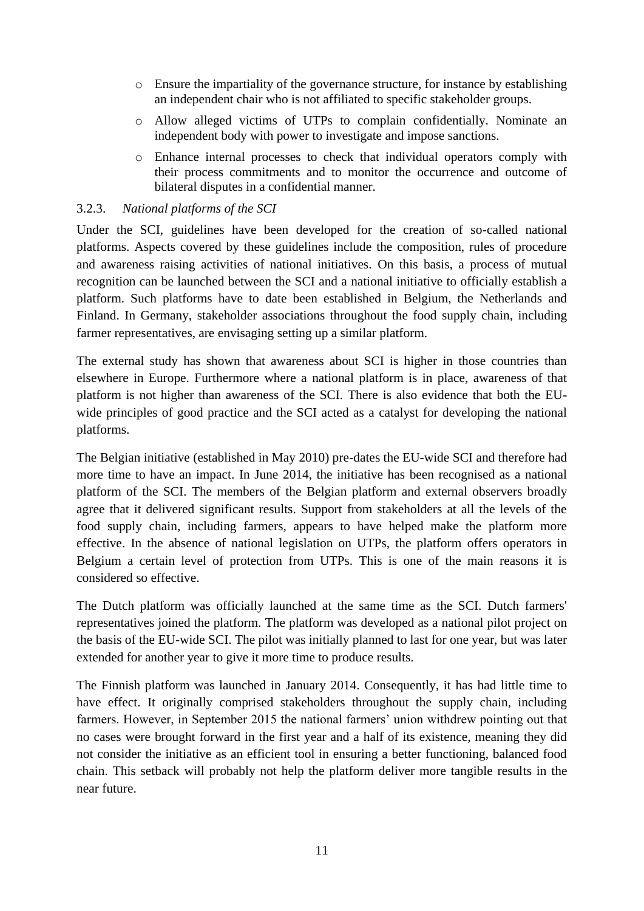- Ensure the impartiality of the governance structure, for instance by establishing an independent chair who is not affiliated to specific stakeholder groups.
- Allow alleged victims of UTPs to complain confidentially. Nominate an independent body with power to investigate and impose sanctions.
- Enhance internal processes to check that individual operators comply with their process commitments and to monitor the occurrence and outcome of bilateral disputes in a confidential manner.

### 3.2.3. *National platforms of the SCI*

Under the SCI, guidelines have been developed for the creation of so-called national platforms. Aspects covered by these guidelines include the composition, rules of procedure and awareness raising activities of national initiatives. On this basis, a process of mutual recognition can be launched between the SCI and a national initiative to officially establish a platform. Such platforms have to date been established in Belgium, the Netherlands and Finland. In Germany, stakeholder associations throughout the food supply chain, including farmer representatives, are envisaging setting up a similar platform.

The external study has shown that awareness about SCI is higher in those countries than elsewhere in Europe. Furthermore where a national platform is in place, awareness of that platform is not higher than awareness of the SCI. There is also evidence that both the EU-wide principles of good practice and the SCI acted as a catalyst for developing the national platforms.

The Belgian initiative (established in May 2010) pre-dates the EU-wide SCI and therefore had more time to have an impact. In June 2014, the initiative has been recognised as a national platform of the SCI. The members of the Belgian platform and external observers broadly agree that it delivered significant results. Support from stakeholders at all the levels of the food supply chain, including farmers, appears to have helped make the platform more effective. In the absence of national legislation on UTPs, the platform offers operators in Belgium a certain level of protection from UTPs. This is one of the main reasons it is considered so effective.

The Dutch platform was officially launched at the same time as the SCI. Dutch farmers' representatives joined the platform. The platform was developed as a national pilot project on the basis of the EU-wide SCI. The pilot was initially planned to last for one year, but was later extended for another year to give it more time to produce results.

The Finnish platform was launched in January 2014. Consequently, it has had little time to have effect. It originally comprised stakeholders throughout the supply chain, including farmers. However, in September 2015 the national farmers' union withdrew pointing out that no cases were brought forward in the first year and a half of its existence, meaning they did not consider the initiative as an efficient tool in ensuring a better functioning, balanced food chain. This setback will probably not help the platform deliver more tangible results in the near future.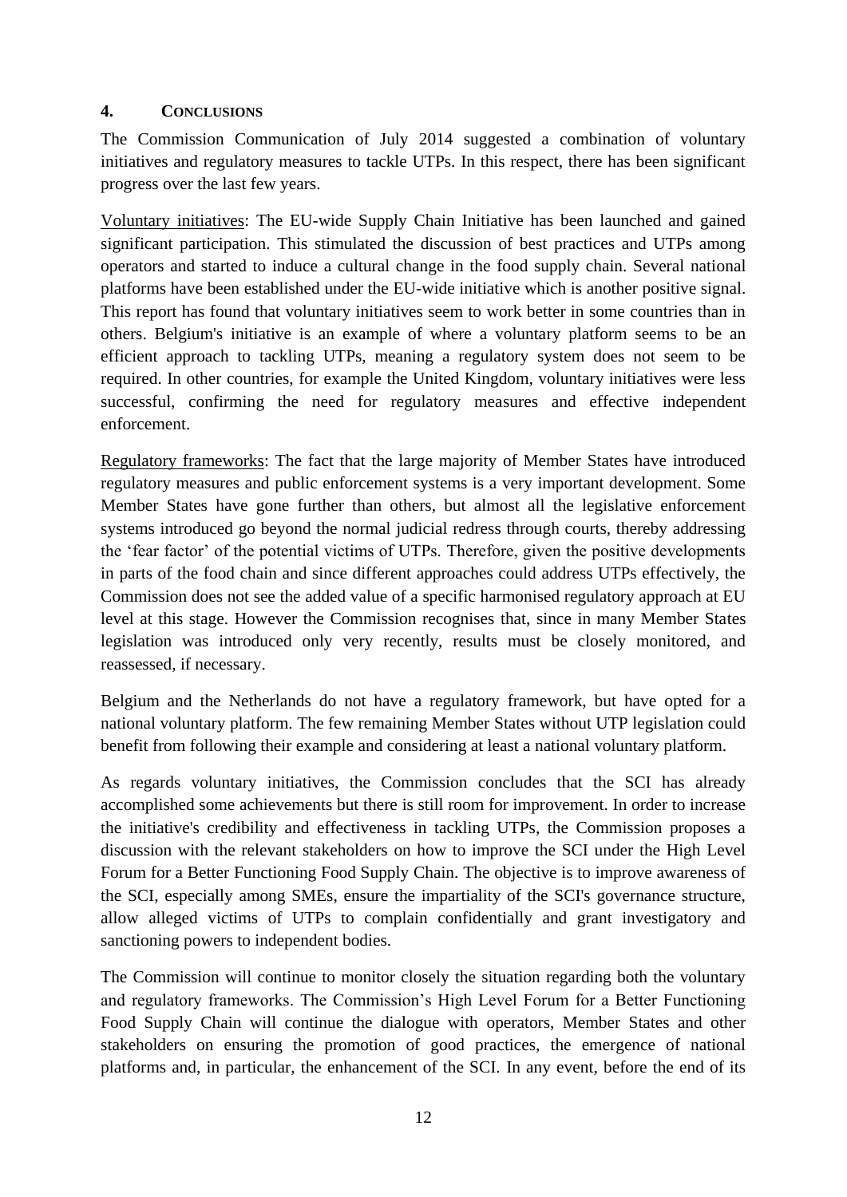## 4. CONCLUSIONS

The Commission Communication of July 2014 suggested a combination of voluntary initiatives and regulatory measures to tackle UTPs. In this respect, there has been significant progress over the last few years.

<u>Voluntary initiatives</u>: The EU-wide Supply Chain Initiative has been launched and gained significant participation. This stimulated the discussion of best practices and UTPs among operators and started to induce a cultural change in the food supply chain. Several national platforms have been established under the EU-wide initiative which is another positive signal. This report has found that voluntary initiatives seem to work better in some countries than in others. Belgium's initiative is an example of where a voluntary platform seems to be an efficient approach to tackling UTPs, meaning a regulatory system does not seem to be required. In other countries, for example the United Kingdom, voluntary initiatives were less successful, confirming the need for regulatory measures and effective independent enforcement.

<u>Regulatory frameworks</u>: The fact that the large majority of Member States have introduced regulatory measures and public enforcement systems is a very important development. Some Member States have gone further than others, but almost all the legislative enforcement systems introduced go beyond the normal judicial redress through courts, thereby addressing the 'fear factor' of the potential victims of UTPs. Therefore, given the positive developments in parts of the food chain and since different approaches could address UTPs effectively, the Commission does not see the added value of a specific harmonised regulatory approach at EU level at this stage. However the Commission recognises that, since in many Member States legislation was introduced only very recently, results must be closely monitored, and reassessed, if necessary.

Belgium and the Netherlands do not have a regulatory framework, but have opted for a national voluntary platform. The few remaining Member States without UTP legislation could benefit from following their example and considering at least a national voluntary platform.

As regards voluntary initiatives, the Commission concludes that the SCI has already accomplished some achievements but there is still room for improvement. In order to increase the initiative's credibility and effectiveness in tackling UTPs, the Commission proposes a discussion with the relevant stakeholders on how to improve the SCI under the High Level Forum for a Better Functioning Food Supply Chain. The objective is to improve awareness of the SCI, especially among SMEs, ensure the impartiality of the SCI's governance structure, allow alleged victims of UTPs to complain confidentially and grant investigatory and sanctioning powers to independent bodies.

The Commission will continue to monitor closely the situation regarding both the voluntary and regulatory frameworks. The Commission's High Level Forum for a Better Functioning Food Supply Chain will continue the dialogue with operators, Member States and other stakeholders on ensuring the promotion of good practices, the emergence of national platforms and, in particular, the enhancement of the SCI. In any event, before the end of its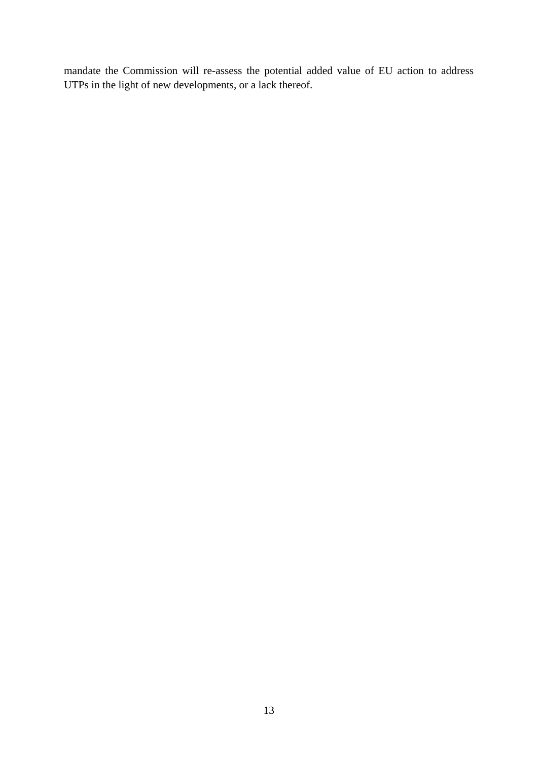mandate the Commission will re-assess the potential added value of EU action to address UTPs in the light of new developments, or a lack thereof.